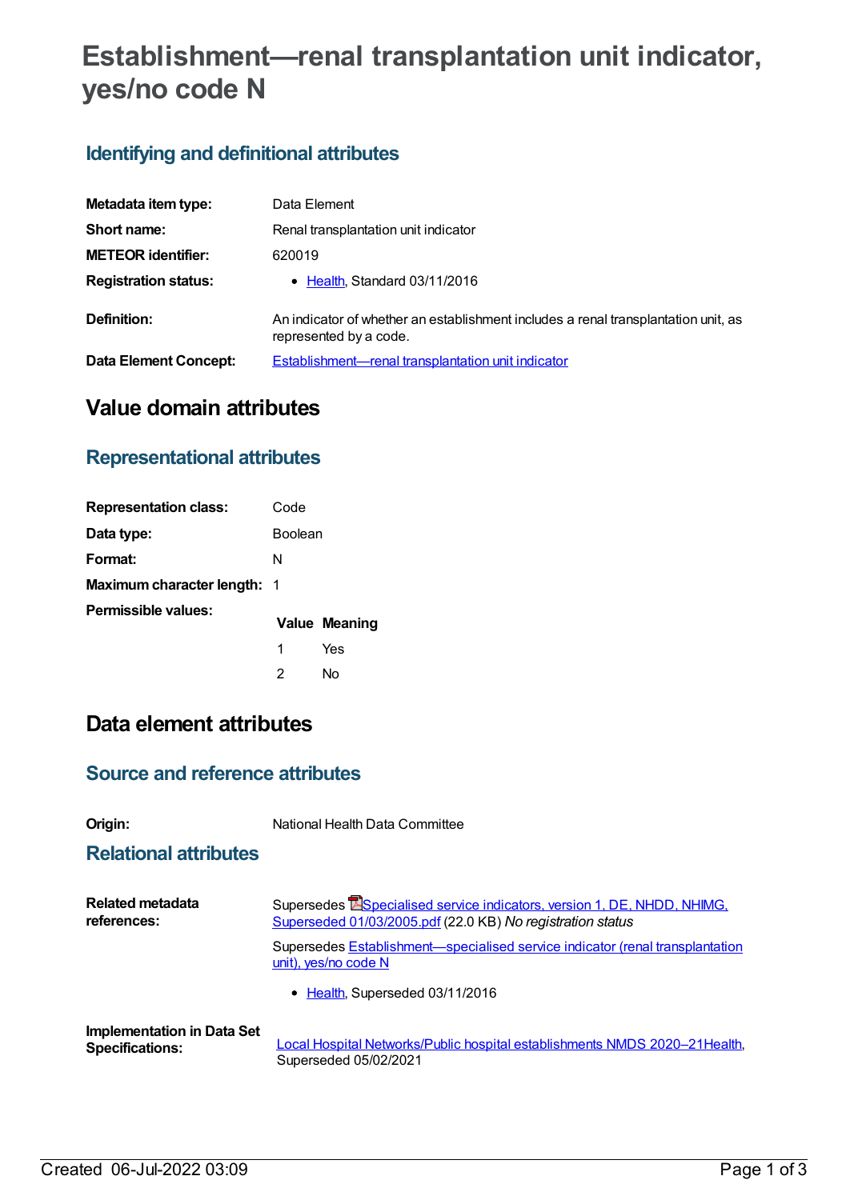# Establishment—renal transplantation unit indicator, yes/no code N

## Identifying and definitional attributes

| | |
|---|---|
| **Metadata item type:** | Data Element |
| **Short name:** | Renal transplantation unit indicator |
| **METEOR identifier:** | 620019 |
| **Registration status:** | • Health, Standard 03/11/2016 |
| **Definition:** | An indicator of whether an establishment includes a renal transplantation unit, as represented by a code. |
| **Data Element Concept:** | Establishment—renal transplantation unit indicator |

## Value domain attributes

### Representational attributes

| | |
|---|---|
| **Representation class:** | Code |
| **Data type:** | Boolean |
| **Format:** | N |
| **Maximum character length:** | 1 |

**Permissible values:**

| Value | Meaning |
|---|---|
| 1 | Yes |
| 2 | No |

## Data element attributes

### Source and reference attributes

| | |
|---|---|
| **Origin:** | National Health Data Committee |

### Relational attributes

**Related metadata references:**

Supersedes Specialised service indicators, version 1, DE, NHDD, NHIMG, Superseded 01/03/2005.pdf (22.0 KB) *No registration status*

Supersedes Establishment—specialised service indicator (renal transplantation unit), yes/no code N

- Health, Superseded 03/11/2016

**Implementation in Data Set Specifications:**

Local Hospital Networks/Public hospital establishments NMDS 2020–21Health, Superseded 05/02/2021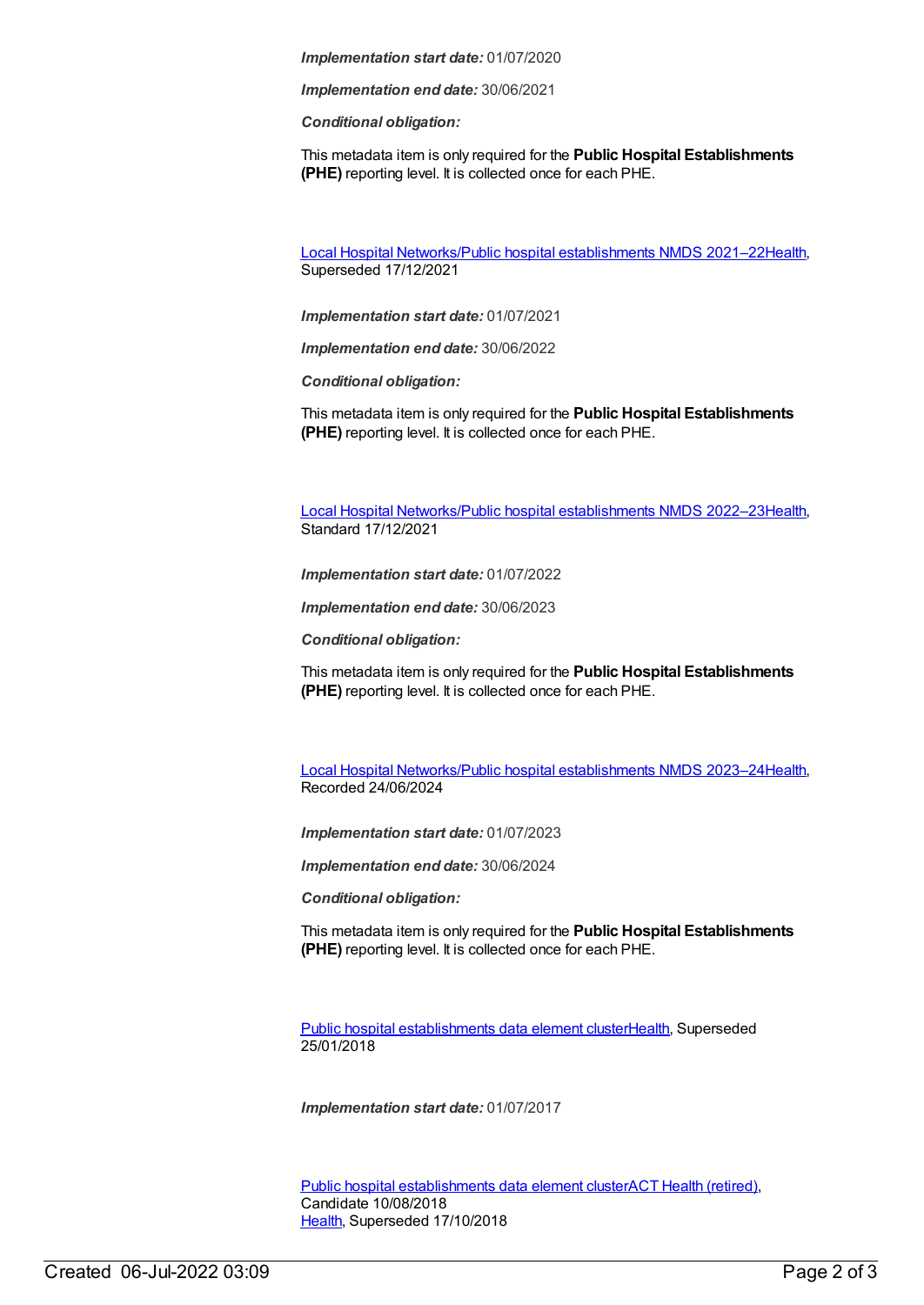***Implementation start date:*** 01/07/2020

***Implementation end date:*** 30/06/2021

***Conditional obligation:***

This metadata item is only required for the **Public Hospital Establishments (PHE)** reporting level. It is collected once for each PHE.

Local Hospital Networks/Public hospital establishments NMDS 2021–22Health, Superseded 17/12/2021

***Implementation start date:*** 01/07/2021

***Implementation end date:*** 30/06/2022

***Conditional obligation:***

This metadata item is only required for the **Public Hospital Establishments (PHE)** reporting level. It is collected once for each PHE.

Local Hospital Networks/Public hospital establishments NMDS 2022–23Health, Standard 17/12/2021

***Implementation start date:*** 01/07/2022

***Implementation end date:*** 30/06/2023

***Conditional obligation:***

This metadata item is only required for the **Public Hospital Establishments (PHE)** reporting level. It is collected once for each PHE.

Local Hospital Networks/Public hospital establishments NMDS 2023–24Health, Recorded 24/06/2024

***Implementation start date:*** 01/07/2023

***Implementation end date:*** 30/06/2024

***Conditional obligation:***

This metadata item is only required for the **Public Hospital Establishments (PHE)** reporting level. It is collected once for each PHE.

Public hospital establishments data element clusterHealth, Superseded 25/01/2018

***Implementation start date:*** 01/07/2017

Public hospital establishments data element clusterACT Health (retired), Candidate 10/08/2018
Health, Superseded 17/10/2018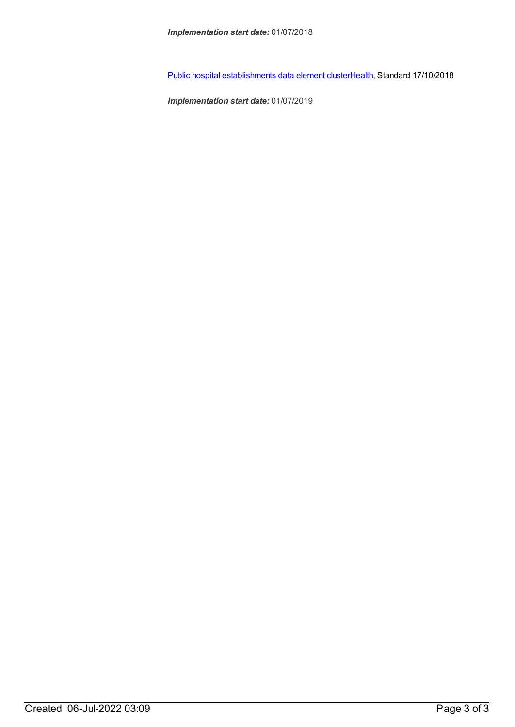***Implementation start date:*** 01/07/2018

Public hospital establishments data element clusterHealth, Standard 17/10/2018

***Implementation start date:*** 01/07/2019